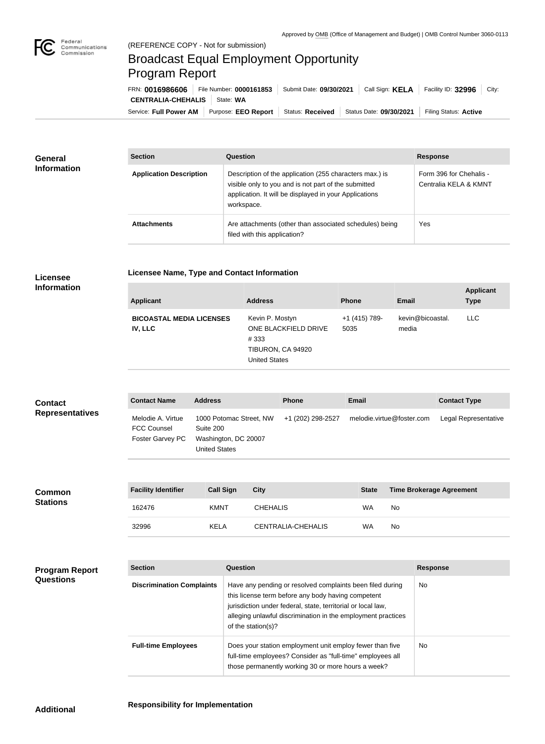Approved by OMB (Office of Management and Budget) | OMB Control Number 3060-0113

(REFERENCE COPY - Not for submission)

# Broadcast Equal Employment Opportunity Program Report

FRN: **0016986606** | File Number: **0000161853** | Submit Date: **09/30/2021** | Call Sign: **KELA** | Facility ID: **32996** | City: **CENTRALIA-CHEHALIS** | State: **WA**

Service: **Full Power AM** | Purpose: **EEO Report** | Status: **Received** | Status Date: **09/30/2021** | Filing Status: **Active**

## General Information

| Section | Question | Response |
|---|---|---|
| **Application Description** | Description of the application (255 characters max.) is visible only to you and is not part of the submitted application. It will be displayed in your Applications workspace. | Form 396 for Chehalis - Centralia KELA & KMNT |
| **Attachments** | Are attachments (other than associated schedules) being filed with this application? | Yes |

## Licensee Information

### Licensee Name, Type and Contact Information

| Applicant | Address | Phone | Email | Applicant Type |
|---|---|---|---|---|
| **BICOASTAL MEDIA LICENSES IV, LLC** | Kevin P. Mostyn<br>ONE BLACKFIELD DRIVE # 333<br>TIBURON, CA 94920<br>United States | +1 (415) 789-5035 | kevin@bicoastal.media | LLC |

## Contact Representatives

| Contact Name | Address | Phone | Email | Contact Type |
|---|---|---|---|---|
| Melodie A. Virtue<br>FCC Counsel<br>Foster Garvey PC | 1000 Potomac Street, NW<br>Suite 200<br>Washington, DC 20007<br>United States | +1 (202) 298-2527 | melodie.virtue@foster.com | Legal Representative |

## Common Stations

| Facility Identifier | Call Sign | City | State | Time Brokerage Agreement |
|---|---|---|---|---|
| 162476 | KMNT | CHEHALIS | WA | No |
| 32996 | KELA | CENTRALIA-CHEHALIS | WA | No |

## Program Report Questions

| Section | Question | Response |
|---|---|---|
| **Discrimination Complaints** | Have any pending or resolved complaints been filed during this license term before any body having competent jurisdiction under federal, state, territorial or local law, alleging unlawful discrimination in the employment practices of the station(s)? | No |
| **Full-time Employees** | Does your station employment unit employ fewer than five full-time employees? Consider as "full-time" employees all those permanently working 30 or more hours a week? | No |

## Additional

### Responsibility for Implementation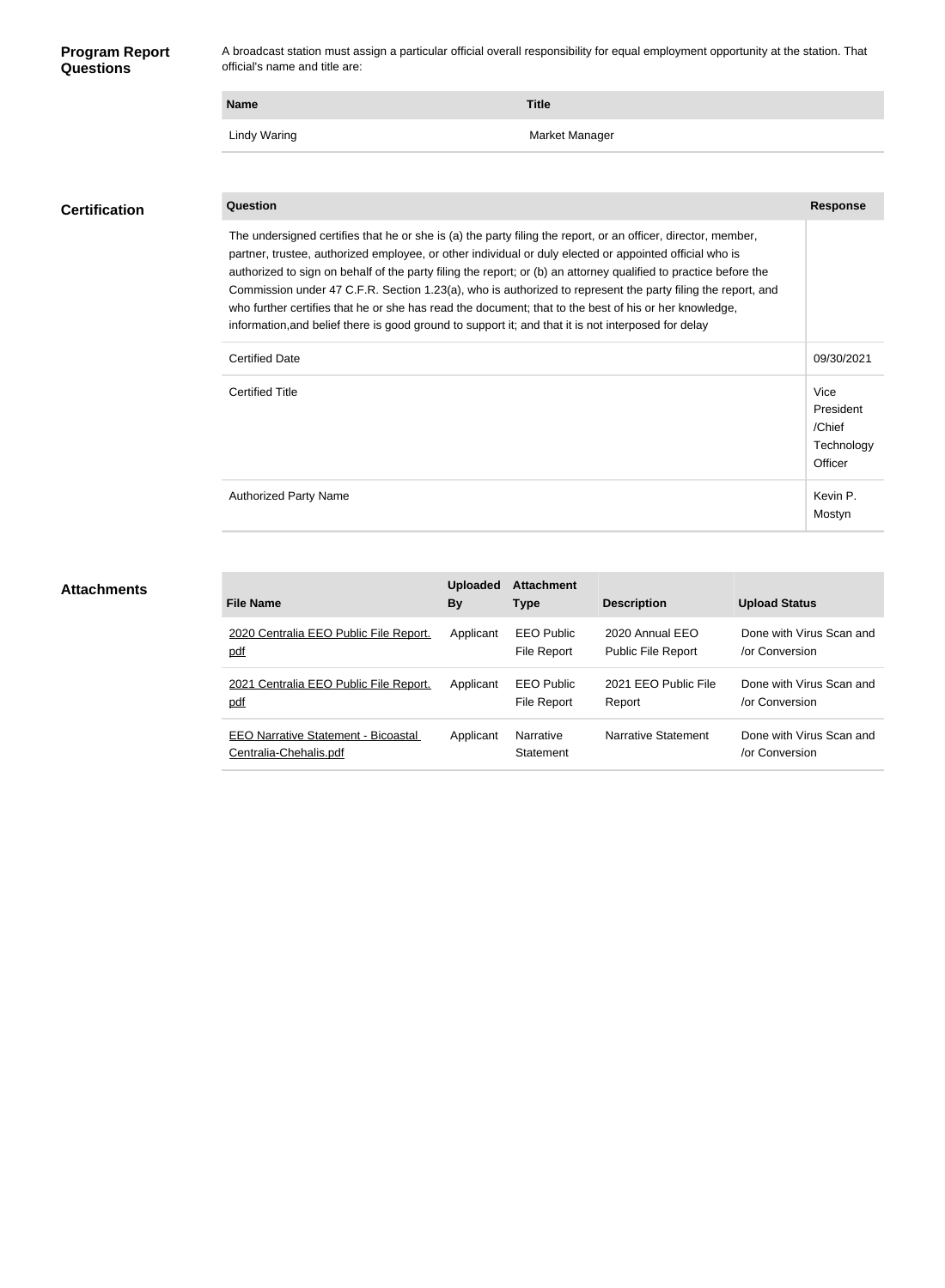## Program Report Questions

A broadcast station must assign a particular official overall responsibility for equal employment opportunity at the station. That official's name and title are:

| Name | Title |
|---|---|
| Lindy Waring | Market Manager |

## Certification

| Question | Response |
|---|---|
| The undersigned certifies that he or she is (a) the party filing the report, or an officer, director, member, partner, trustee, authorized employee, or other individual or duly elected or appointed official who is authorized to sign on behalf of the party filing the report; or (b) an attorney qualified to practice before the Commission under 47 C.F.R. Section 1.23(a), who is authorized to represent the party filing the report, and who further certifies that he or she has read the document; that to the best of his or her knowledge, information,and belief there is good ground to support it; and that it is not interposed for delay | |
| Certified Date | 09/30/2021 |
| Certified Title | Vice President /Chief Technology Officer |
| Authorized Party Name | Kevin P. Mostyn |

## Attachments

| File Name | Uploaded By | Attachment Type | Description | Upload Status |
|---|---|---|---|---|
| 2020 Centralia EEO Public File Report.pdf | Applicant | EEO Public File Report | 2020 Annual EEO Public File Report | Done with Virus Scan and /or Conversion |
| 2021 Centralia EEO Public File Report.pdf | Applicant | EEO Public File Report | 2021 EEO Public File Report | Done with Virus Scan and /or Conversion |
| EEO Narrative Statement - Bicoastal Centralia-Chehalis.pdf | Applicant | Narrative Statement | Narrative Statement | Done with Virus Scan and /or Conversion |